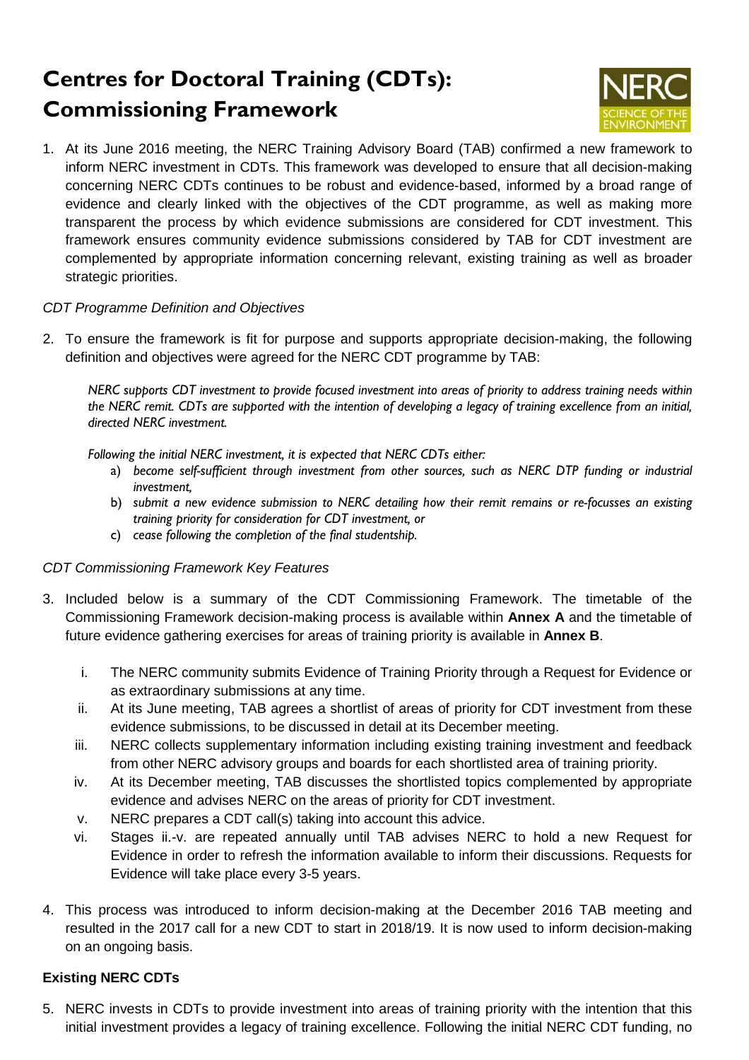# Centres for Doctoral Training (CDTs): Commissioning Framework

1. At its June 2016 meeting, the NERC Training Advisory Board (TAB) confirmed a new framework to inform NERC investment in CDTs. This framework was developed to ensure that all decision-making concerning NERC CDTs continues to be robust and evidence-based, informed by a broad range of evidence and clearly linked with the objectives of the CDT programme, as well as making more transparent the process by which evidence submissions are considered for CDT investment. This framework ensures community evidence submissions considered by TAB for CDT investment are complemented by appropriate information concerning relevant, existing training as well as broader strategic priorities.

*CDT Programme Definition and Objectives*

2. To ensure the framework is fit for purpose and supports appropriate decision-making, the following definition and objectives were agreed for the NERC CDT programme by TAB:

   *NERC supports CDT investment to provide focused investment into areas of priority to address training needs within the NERC remit. CDTs are supported with the intention of developing a legacy of training excellence from an initial, directed NERC investment.*

   *Following the initial NERC investment, it is expected that NERC CDTs either:*

   a) *become self-sufficient through investment from other sources, such as NERC DTP funding or industrial investment,*
   b) *submit a new evidence submission to NERC detailing how their remit remains or re-focusses an existing training priority for consideration for CDT investment, or*
   c) *cease following the completion of the final studentship.*

*CDT Commissioning Framework Key Features*

3. Included below is a summary of the CDT Commissioning Framework. The timetable of the Commissioning Framework decision-making process is available within **Annex A** and the timetable of future evidence gathering exercises for areas of training priority is available in **Annex B**.

   i. The NERC community submits Evidence of Training Priority through a Request for Evidence or as extraordinary submissions at any time.
   ii. At its June meeting, TAB agrees a shortlist of areas of priority for CDT investment from these evidence submissions, to be discussed in detail at its December meeting.
   iii. NERC collects supplementary information including existing training investment and feedback from other NERC advisory groups and boards for each shortlisted area of training priority.
   iv. At its December meeting, TAB discusses the shortlisted topics complemented by appropriate evidence and advises NERC on the areas of priority for CDT investment.
   v. NERC prepares a CDT call(s) taking into account this advice.
   vi. Stages ii.-v. are repeated annually until TAB advises NERC to hold a new Request for Evidence in order to refresh the information available to inform their discussions. Requests for Evidence will take place every 3-5 years.

4. This process was introduced to inform decision-making at the December 2016 TAB meeting and resulted in the 2017 call for a new CDT to start in 2018/19. It is now used to inform decision-making on an ongoing basis.

**Existing NERC CDTs**

5. NERC invests in CDTs to provide investment into areas of training priority with the intention that this initial investment provides a legacy of training excellence. Following the initial NERC CDT funding, no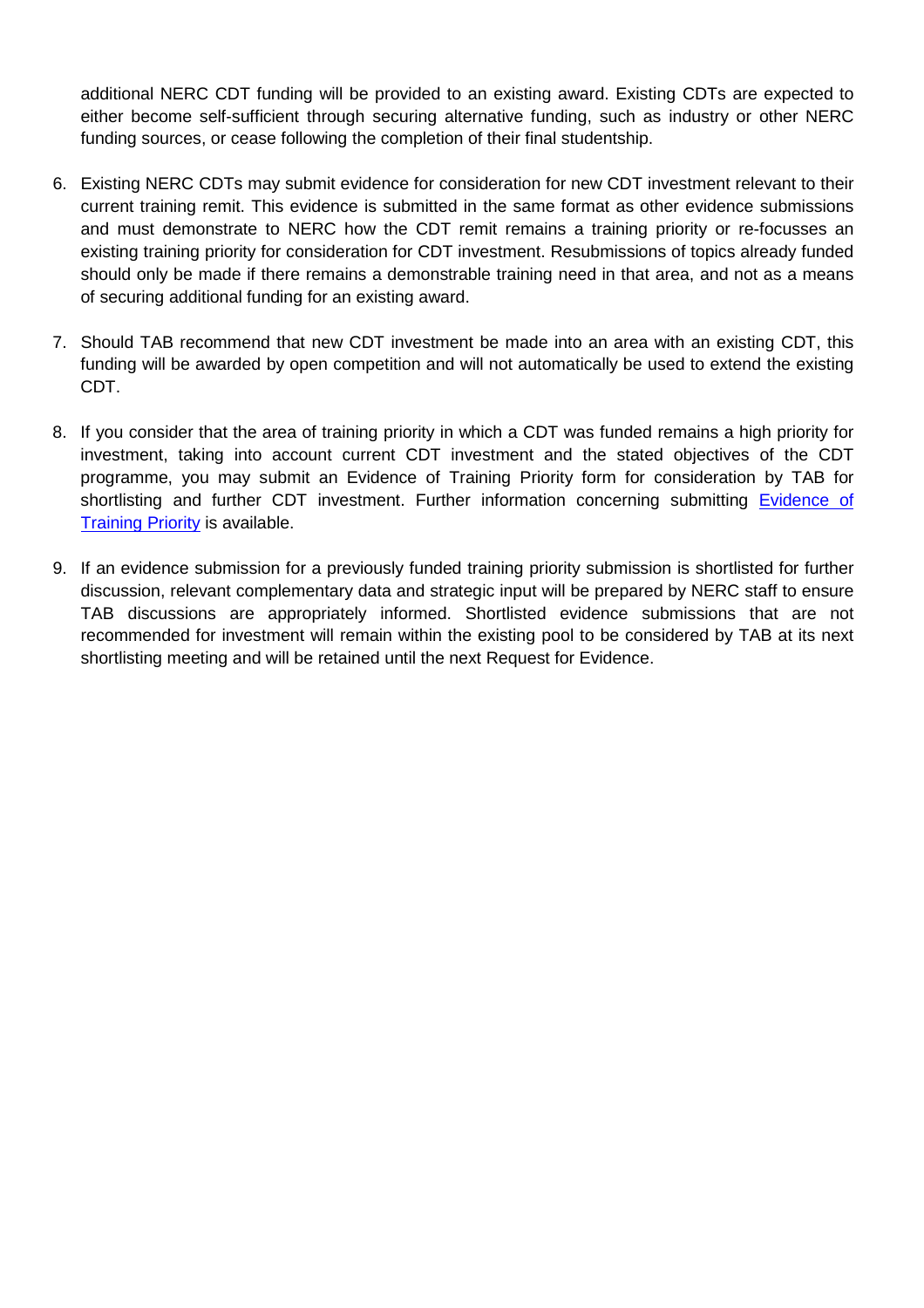additional NERC CDT funding will be provided to an existing award. Existing CDTs are expected to either become self-sufficient through securing alternative funding, such as industry or other NERC funding sources, or cease following the completion of their final studentship.

6. Existing NERC CDTs may submit evidence for consideration for new CDT investment relevant to their current training remit. This evidence is submitted in the same format as other evidence submissions and must demonstrate to NERC how the CDT remit remains a training priority or re-focusses an existing training priority for consideration for CDT investment. Resubmissions of topics already funded should only be made if there remains a demonstrable training need in that area, and not as a means of securing additional funding for an existing award.

7. Should TAB recommend that new CDT investment be made into an area with an existing CDT, this funding will be awarded by open competition and will not automatically be used to extend the existing CDT.

8. If you consider that the area of training priority in which a CDT was funded remains a high priority for investment, taking into account current CDT investment and the stated objectives of the CDT programme, you may submit an Evidence of Training Priority form for consideration by TAB for shortlisting and further CDT investment. Further information concerning submitting Evidence of Training Priority is available.

9. If an evidence submission for a previously funded training priority submission is shortlisted for further discussion, relevant complementary data and strategic input will be prepared by NERC staff to ensure TAB discussions are appropriately informed. Shortlisted evidence submissions that are not recommended for investment will remain within the existing pool to be considered by TAB at its next shortlisting meeting and will be retained until the next Request for Evidence.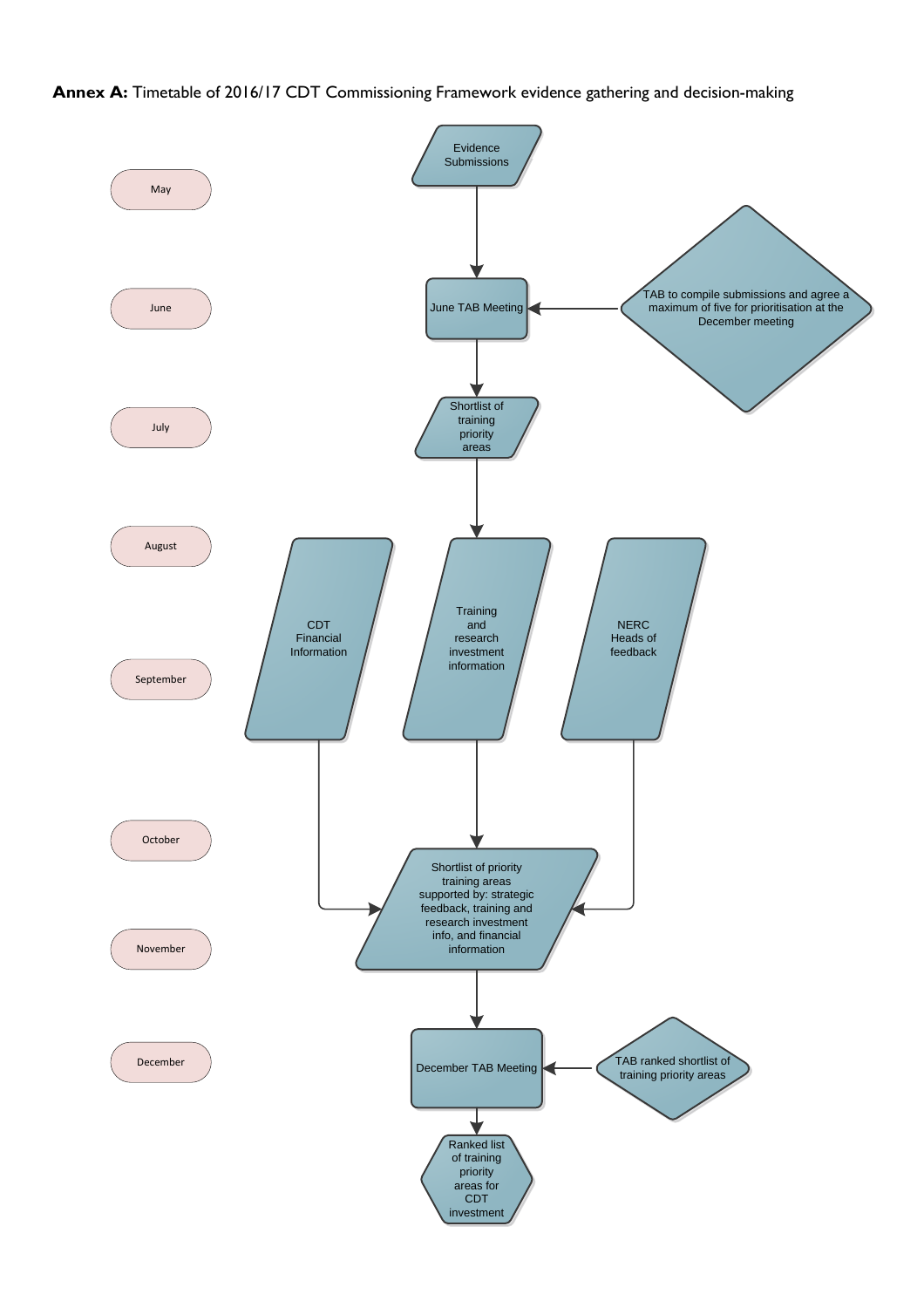**Annex A:** Timetable of 2016/17 CDT Commissioning Framework evidence gathering and decision-making

| Month | Stage |
| --- | --- |
| May | Evidence Submissions |
| June | June TAB Meeting (TAB to compile submissions and agree a maximum of five for prioritisation at the December meeting) |
| July | Shortlist of training priority areas |
| August – September | CDT Financial Information; Training and research investment information; NERC Heads of feedback |
| October – November | Shortlist of priority training areas supported by: strategic feedback, training and research investment info, and financial information |
| December | December TAB Meeting (TAB ranked shortlist of training priority areas) |
| | Ranked list of training priority areas for CDT investment |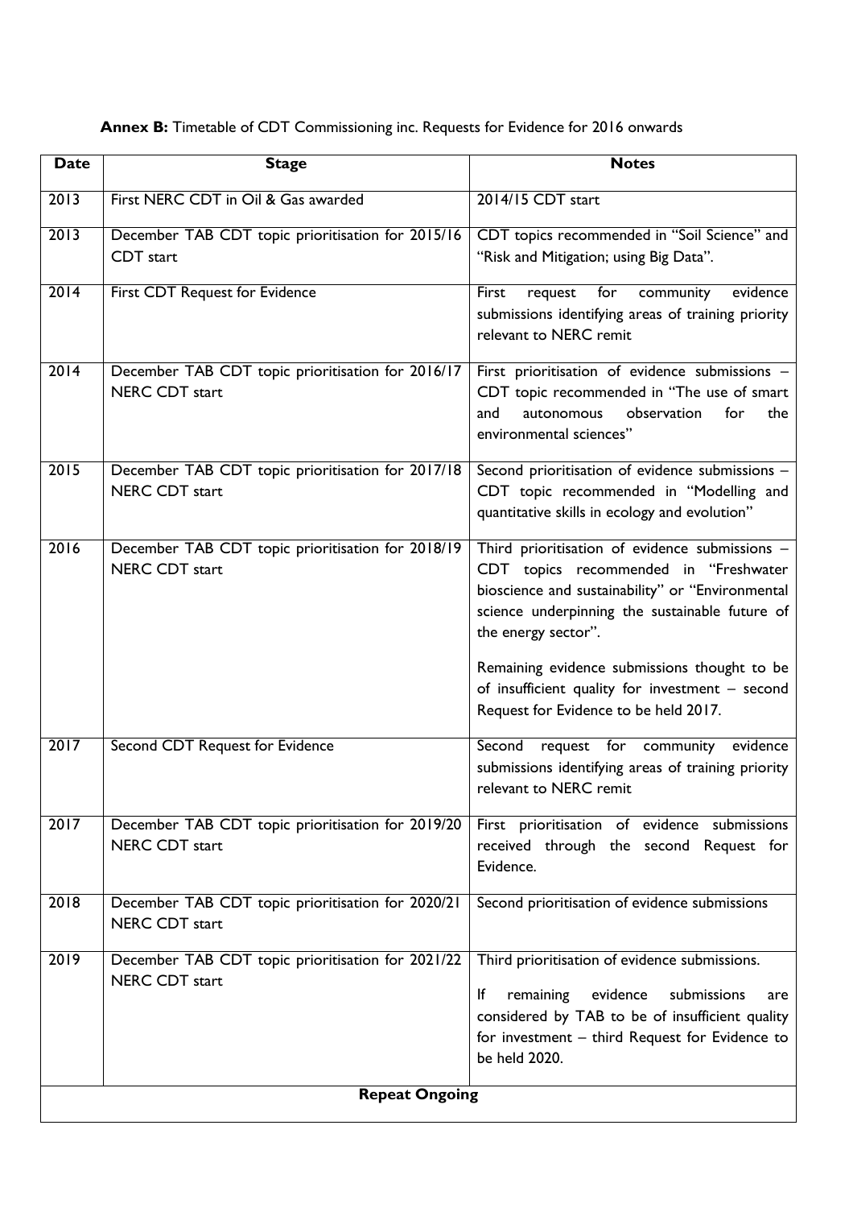**Annex B:** Timetable of CDT Commissioning inc. Requests for Evidence for 2016 onwards

| Date | Stage | Notes |
|---|---|---|
| 2013 | First NERC CDT in Oil & Gas awarded | 2014/15 CDT start |
| 2013 | December TAB CDT topic prioritisation for 2015/16 CDT start | CDT topics recommended in "Soil Science" and "Risk and Mitigation; using Big Data". |
| 2014 | First CDT Request for Evidence | First request for community evidence submissions identifying areas of training priority relevant to NERC remit |
| 2014 | December TAB CDT topic prioritisation for 2016/17 NERC CDT start | First prioritisation of evidence submissions – CDT topic recommended in "The use of smart and autonomous observation for the environmental sciences" |
| 2015 | December TAB CDT topic prioritisation for 2017/18 NERC CDT start | Second prioritisation of evidence submissions – CDT topic recommended in "Modelling and quantitative skills in ecology and evolution" |
| 2016 | December TAB CDT topic prioritisation for 2018/19 NERC CDT start | Third prioritisation of evidence submissions – CDT topics recommended in "Freshwater bioscience and sustainability" or "Environmental science underpinning the sustainable future of the energy sector".<br><br>Remaining evidence submissions thought to be of insufficient quality for investment – second Request for Evidence to be held 2017. |
| 2017 | Second CDT Request for Evidence | Second request for community evidence submissions identifying areas of training priority relevant to NERC remit |
| 2017 | December TAB CDT topic prioritisation for 2019/20 NERC CDT start | First prioritisation of evidence submissions received through the second Request for Evidence. |
| 2018 | December TAB CDT topic prioritisation for 2020/21 NERC CDT start | Second prioritisation of evidence submissions |
| 2019 | December TAB CDT topic prioritisation for 2021/22 NERC CDT start | Third prioritisation of evidence submissions.<br><br>If remaining evidence submissions are considered by TAB to be of insufficient quality for investment – third Request for Evidence to be held 2020. |
| **Repeat Ongoing** | | |